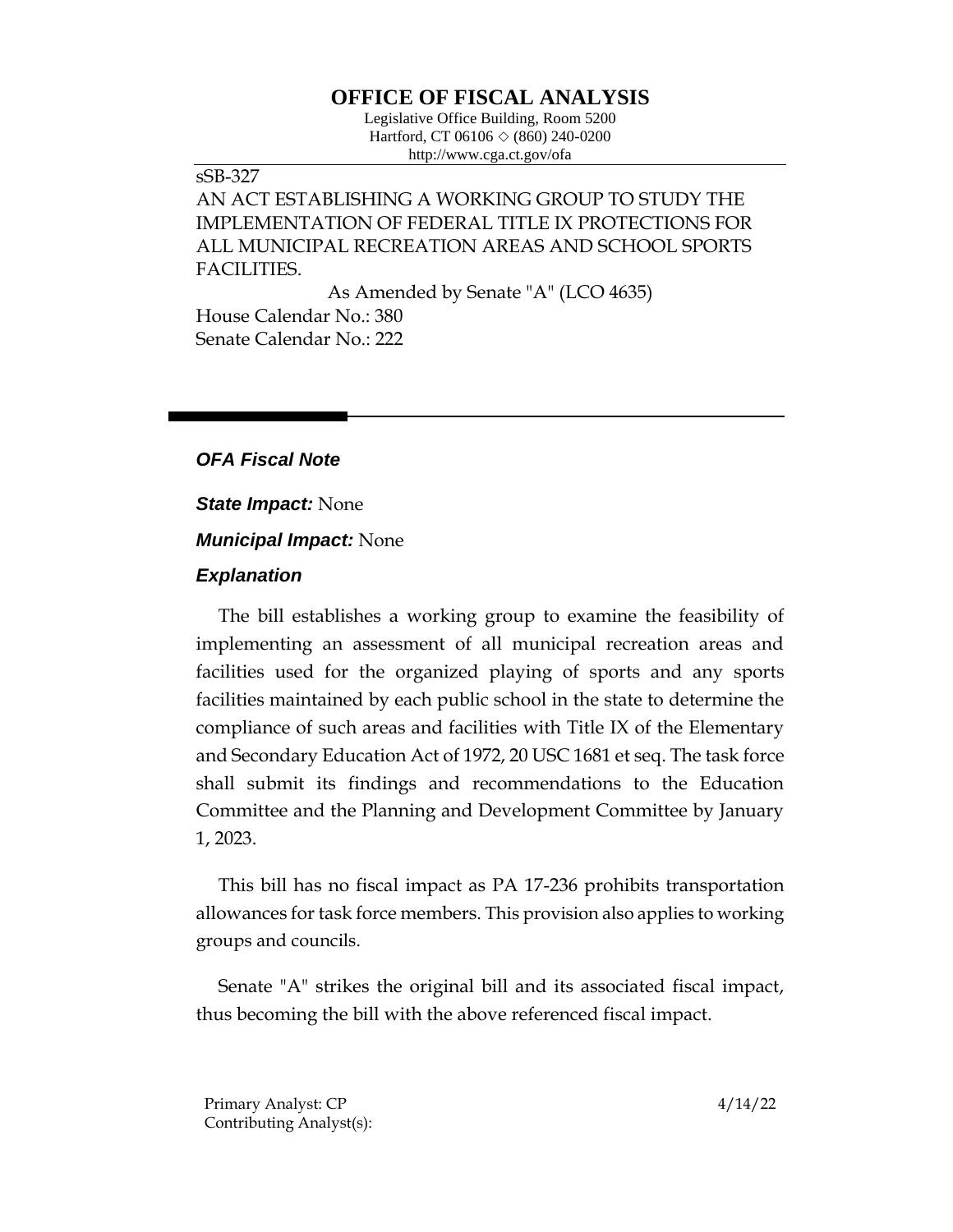# OFFICE OF FISCAL ANALYSIS

Legislative Office Building, Room 5200
Hartford, CT 06106 ◇ (860) 240-0200
http://www.cga.ct.gov/ofa

sSB-327
AN ACT ESTABLISHING A WORKING GROUP TO STUDY THE IMPLEMENTATION OF FEDERAL TITLE IX PROTECTIONS FOR ALL MUNICIPAL RECREATION AREAS AND SCHOOL SPORTS FACILITIES.

As Amended by Senate "A" (LCO 4635)

House Calendar No.: 380
Senate Calendar No.: 222

---

## *OFA Fiscal Note*

***State Impact:*** None

***Municipal Impact:*** None

### *Explanation*

The bill establishes a working group to examine the feasibility of implementing an assessment of all municipal recreation areas and facilities used for the organized playing of sports and any sports facilities maintained by each public school in the state to determine the compliance of such areas and facilities with Title IX of the Elementary and Secondary Education Act of 1972, 20 USC 1681 et seq. The task force shall submit its findings and recommendations to the Education Committee and the Planning and Development Committee by January 1, 2023.

This bill has no fiscal impact as PA 17-236 prohibits transportation allowances for task force members. This provision also applies to working groups and councils.

Senate "A" strikes the original bill and its associated fiscal impact, thus becoming the bill with the above referenced fiscal impact.

Primary Analyst: CP
Contributing Analyst(s):

4/14/22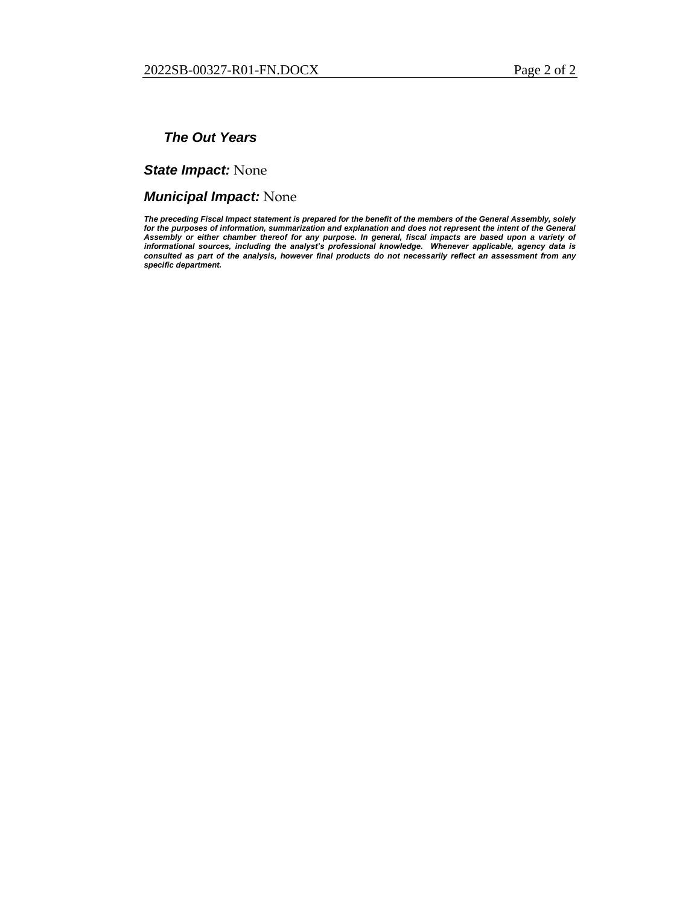### *The Out Years*

***State Impact:*** None

***Municipal Impact:*** None

***The preceding Fiscal Impact statement is prepared for the benefit of the members of the General Assembly, solely for the purposes of information, summarization and explanation and does not represent the intent of the General Assembly or either chamber thereof for any purpose. In general, fiscal impacts are based upon a variety of informational sources, including the analyst's professional knowledge. Whenever applicable, agency data is consulted as part of the analysis, however final products do not necessarily reflect an assessment from any specific department.***